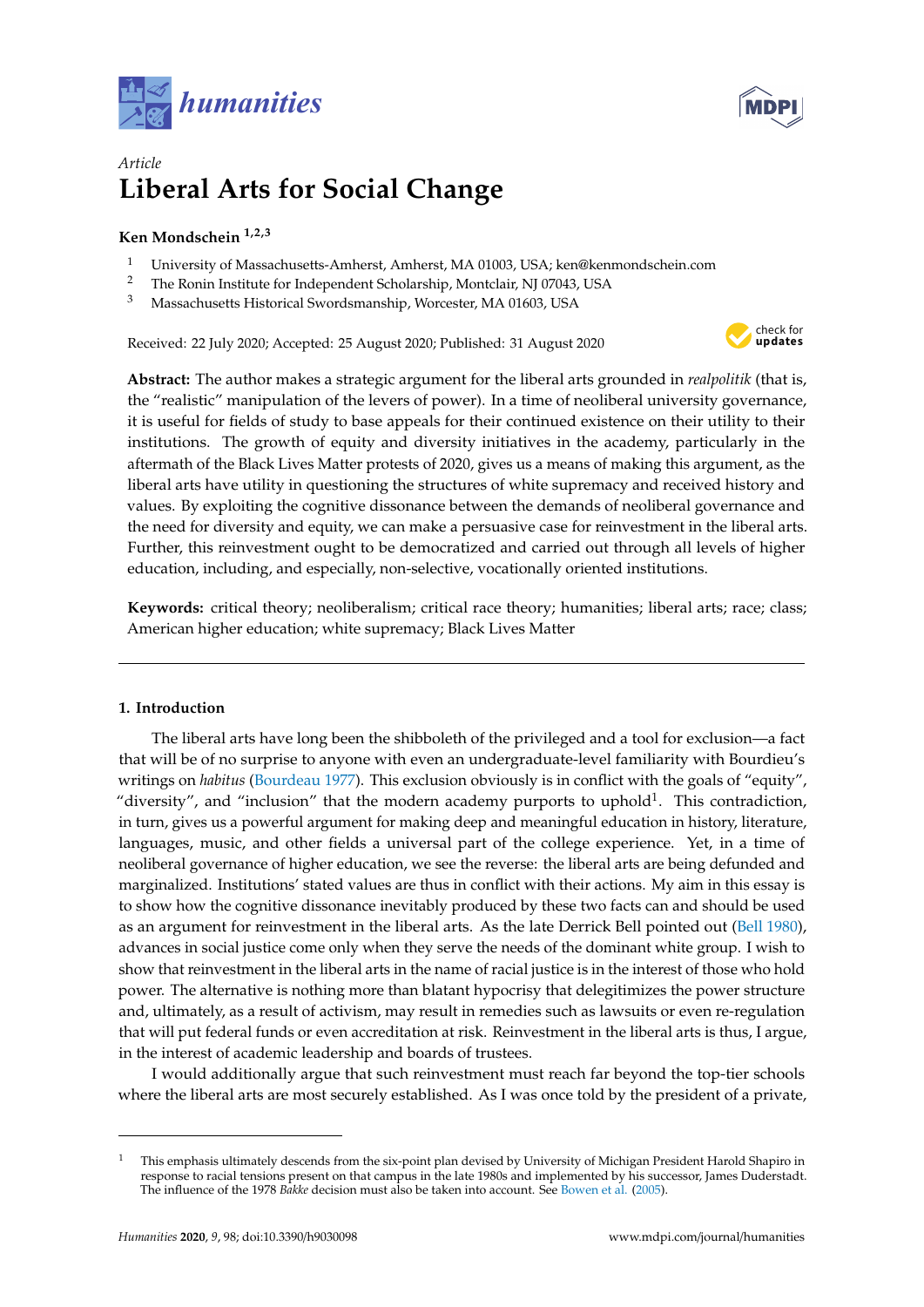*humanities*

*Article*

# Liberal Arts for Social Change

**Ken Mondschein** [1,2,3]

1 University of Massachusetts-Amherst, Amherst, MA 01003, USA; ken@kenmondschein.com
2 The Ronin Institute for Independent Scholarship, Montclair, NJ 07043, USA
3 Massachusetts Historical Swordsmanship, Worcester, MA 01603, USA

Received: 22 July 2020; Accepted: 25 August 2020; Published: 31 August 2020

**Abstract:** The author makes a strategic argument for the liberal arts grounded in *realpolitik* (that is, the "realistic" manipulation of the levers of power). In a time of neoliberal university governance, it is useful for fields of study to base appeals for their continued existence on their utility to their institutions. The growth of equity and diversity initiatives in the academy, particularly in the aftermath of the Black Lives Matter protests of 2020, gives us a means of making this argument, as the liberal arts have utility in questioning the structures of white supremacy and received history and values. By exploiting the cognitive dissonance between the demands of neoliberal governance and the need for diversity and equity, we can make a persuasive case for reinvestment in the liberal arts. Further, this reinvestment ought to be democratized and carried out through all levels of higher education, including, and especially, non-selective, vocationally oriented institutions.

**Keywords:** critical theory; neoliberalism; critical race theory; humanities; liberal arts; race; class; American higher education; white supremacy; Black Lives Matter

## 1. Introduction

The liberal arts have long been the shibboleth of the privileged and a tool for exclusion—a fact that will be of no surprise to anyone with even an undergraduate-level familiarity with Bourdieu's writings on *habitus* (Bourdeau 1977). This exclusion obviously is in conflict with the goals of "equity", "diversity", and "inclusion" that the modern academy purports to uphold[1]. This contradiction, in turn, gives us a powerful argument for making deep and meaningful education in history, literature, languages, music, and other fields a universal part of the college experience. Yet, in a time of neoliberal governance of higher education, we see the reverse: the liberal arts are being defunded and marginalized. Institutions' stated values are thus in conflict with their actions. My aim in this essay is to show how the cognitive dissonance inevitably produced by these two facts can and should be used as an argument for reinvestment in the liberal arts. As the late Derrick Bell pointed out (Bell 1980), advances in social justice come only when they serve the needs of the dominant white group. I wish to show that reinvestment in the liberal arts in the name of racial justice is in the interest of those who hold power. The alternative is nothing more than blatant hypocrisy that delegitimizes the power structure and, ultimately, as a result of activism, may result in remedies such as lawsuits or even re-regulation that will put federal funds or even accreditation at risk. Reinvestment in the liberal arts is thus, I argue, in the interest of academic leadership and boards of trustees.

I would additionally argue that such reinvestment must reach far beyond the top-tier schools where the liberal arts are most securely established. As I was once told by the president of a private,

[1] This emphasis ultimately descends from the six-point plan devised by University of Michigan President Harold Shapiro in response to racial tensions present on that campus in the late 1980s and implemented by his successor, James Duderstadt. The influence of the 1978 *Bakke* decision must also be taken into account. See Bowen et al. (2005).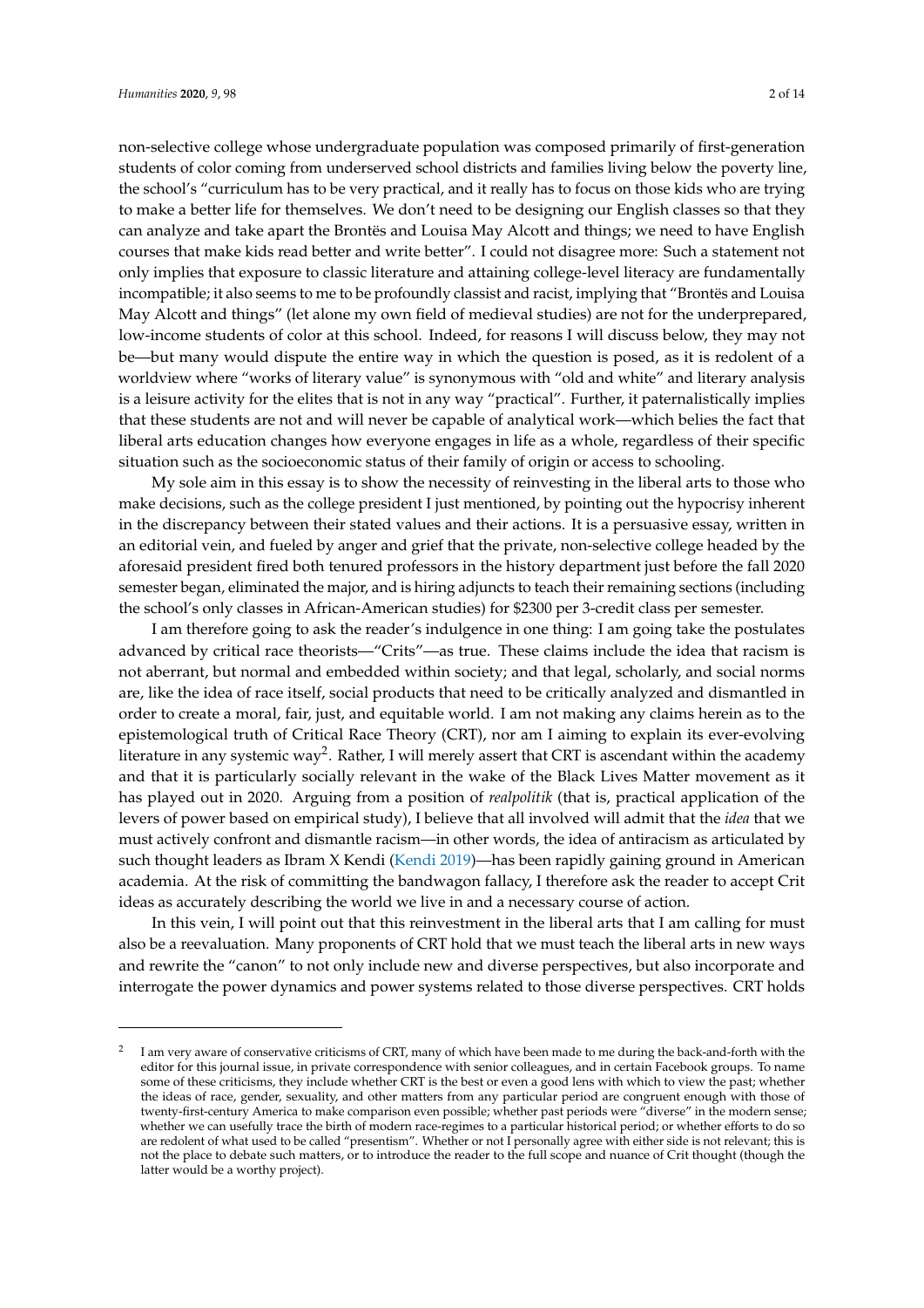non-selective college whose undergraduate population was composed primarily of first-generation students of color coming from underserved school districts and families living below the poverty line, the school's "curriculum has to be very practical, and it really has to focus on those kids who are trying to make a better life for themselves. We don't need to be designing our English classes so that they can analyze and take apart the Brontës and Louisa May Alcott and things; we need to have English courses that make kids read better and write better". I could not disagree more: Such a statement not only implies that exposure to classic literature and attaining college-level literacy are fundamentally incompatible; it also seems to me to be profoundly classist and racist, implying that "Brontës and Louisa May Alcott and things" (let alone my own field of medieval studies) are not for the underprepared, low-income students of color at this school. Indeed, for reasons I will discuss below, they may not be—but many would dispute the entire way in which the question is posed, as it is redolent of a worldview where "works of literary value" is synonymous with "old and white" and literary analysis is a leisure activity for the elites that is not in any way "practical". Further, it paternalistically implies that these students are not and will never be capable of analytical work—which belies the fact that liberal arts education changes how everyone engages in life as a whole, regardless of their specific situation such as the socioeconomic status of their family of origin or access to schooling.

My sole aim in this essay is to show the necessity of reinvesting in the liberal arts to those who make decisions, such as the college president I just mentioned, by pointing out the hypocrisy inherent in the discrepancy between their stated values and their actions. It is a persuasive essay, written in an editorial vein, and fueled by anger and grief that the private, non-selective college headed by the aforesaid president fired both tenured professors in the history department just before the fall 2020 semester began, eliminated the major, and is hiring adjuncts to teach their remaining sections (including the school's only classes in African-American studies) for $2300 per 3-credit class per semester.

I am therefore going to ask the reader's indulgence in one thing: I am going take the postulates advanced by critical race theorists—"Crits"—as true. These claims include the idea that racism is not aberrant, but normal and embedded within society; and that legal, scholarly, and social norms are, like the idea of race itself, social products that need to be critically analyzed and dismantled in order to create a moral, fair, just, and equitable world. I am not making any claims herein as to the epistemological truth of Critical Race Theory (CRT), nor am I aiming to explain its ever-evolving literature in any systemic way[2]. Rather, I will merely assert that CRT is ascendant within the academy and that it is particularly socially relevant in the wake of the Black Lives Matter movement as it has played out in 2020. Arguing from a position of *realpolitik* (that is, practical application of the levers of power based on empirical study), I believe that all involved will admit that the *idea* that we must actively confront and dismantle racism—in other words, the idea of antiracism as articulated by such thought leaders as Ibram X Kendi (Kendi 2019)—has been rapidly gaining ground in American academia. At the risk of committing the bandwagon fallacy, I therefore ask the reader to accept Crit ideas as accurately describing the world we live in and a necessary course of action.

In this vein, I will point out that this reinvestment in the liberal arts that I am calling for must also be a reevaluation. Many proponents of CRT hold that we must teach the liberal arts in new ways and rewrite the "canon" to not only include new and diverse perspectives, but also incorporate and interrogate the power dynamics and power systems related to those diverse perspectives. CRT holds

---

[2] I am very aware of conservative criticisms of CRT, many of which have been made to me during the back-and-forth with the editor for this journal issue, in private correspondence with senior colleagues, and in certain Facebook groups. To name some of these criticisms, they include whether CRT is the best or even a good lens with which to view the past; whether the ideas of race, gender, sexuality, and other matters from any particular period are congruent enough with those of twenty-first-century America to make comparison even possible; whether past periods were "diverse" in the modern sense; whether we can usefully trace the birth of modern race-regimes to a particular historical period; or whether efforts to do so are redolent of what used to be called "presentism". Whether or not I personally agree with either side is not relevant; this is not the place to debate such matters, or to introduce the reader to the full scope and nuance of Crit thought (though the latter would be a worthy project).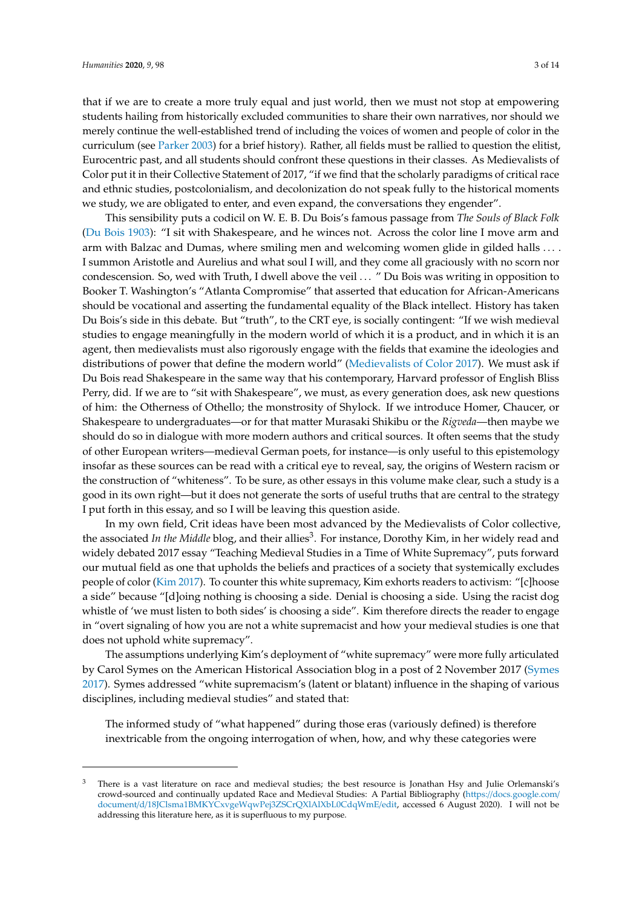that if we are to create a more truly equal and just world, then we must not stop at empowering students hailing from historically excluded communities to share their own narratives, nor should we merely continue the well-established trend of including the voices of women and people of color in the curriculum (see Parker 2003) for a brief history). Rather, all fields must be rallied to question the elitist, Eurocentric past, and all students should confront these questions in their classes. As Medievalists of Color put it in their Collective Statement of 2017, "if we find that the scholarly paradigms of critical race and ethnic studies, postcolonialism, and decolonization do not speak fully to the historical moments we study, we are obligated to enter, and even expand, the conversations they engender".

This sensibility puts a codicil on W. E. B. Du Bois's famous passage from *The Souls of Black Folk* (Du Bois 1903): "I sit with Shakespeare, and he winces not. Across the color line I move arm and arm with Balzac and Dumas, where smiling men and welcoming women glide in gilded halls . . . . I summon Aristotle and Aurelius and what soul I will, and they come all graciously with no scorn nor condescension. So, wed with Truth, I dwell above the veil . . . " Du Bois was writing in opposition to Booker T. Washington's "Atlanta Compromise" that asserted that education for African-Americans should be vocational and asserting the fundamental equality of the Black intellect. History has taken Du Bois's side in this debate. But "truth", to the CRT eye, is socially contingent: "If we wish medieval studies to engage meaningfully in the modern world of which it is a product, and in which it is an agent, then medievalists must also rigorously engage with the fields that examine the ideologies and distributions of power that define the modern world" (Medievalists of Color 2017). We must ask if Du Bois read Shakespeare in the same way that his contemporary, Harvard professor of English Bliss Perry, did. If we are to "sit with Shakespeare", we must, as every generation does, ask new questions of him: the Otherness of Othello; the monstrosity of Shylock. If we introduce Homer, Chaucer, or Shakespeare to undergraduates—or for that matter Murasaki Shikibu or the *Rigveda*—then maybe we should do so in dialogue with more modern authors and critical sources. It often seems that the study of other European writers—medieval German poets, for instance—is only useful to this epistemology insofar as these sources can be read with a critical eye to reveal, say, the origins of Western racism or the construction of "whiteness". To be sure, as other essays in this volume make clear, such a study is a good in its own right—but it does not generate the sorts of useful truths that are central to the strategy I put forth in this essay, and so I will be leaving this question aside.

In my own field, Crit ideas have been most advanced by the Medievalists of Color collective, the associated *In the Middle* blog, and their allies[3]. For instance, Dorothy Kim, in her widely read and widely debated 2017 essay "Teaching Medieval Studies in a Time of White Supremacy", puts forward our mutual field as one that upholds the beliefs and practices of a society that systemically excludes people of color (Kim 2017). To counter this white supremacy, Kim exhorts readers to activism: "[c]hoose a side" because "[d]oing nothing is choosing a side. Denial is choosing a side. Using the racist dog whistle of 'we must listen to both sides' is choosing a side". Kim therefore directs the reader to engage in "overt signaling of how you are not a white supremacist and how your medieval studies is one that does not uphold white supremacy".

The assumptions underlying Kim's deployment of "white supremacy" were more fully articulated by Carol Symes on the American Historical Association blog in a post of 2 November 2017 (Symes 2017). Symes addressed "white supremacism's (latent or blatant) influence in the shaping of various disciplines, including medieval studies" and stated that:

> The informed study of "what happened" during those eras (variously defined) is therefore inextricable from the ongoing interrogation of when, how, and why these categories were

---

[3] There is a vast literature on race and medieval studies; the best resource is Jonathan Hsy and Julie Orlemanski's crowd-sourced and continually updated Race and Medieval Studies: A Partial Bibliography (https://docs.google.com/document/d/18JClsma1BMKYCxvgeWqwPej3ZSCrQXlAlXbL0CdqWmE/edit, accessed 6 August 2020). I will not be addressing this literature here, as it is superfluous to my purpose.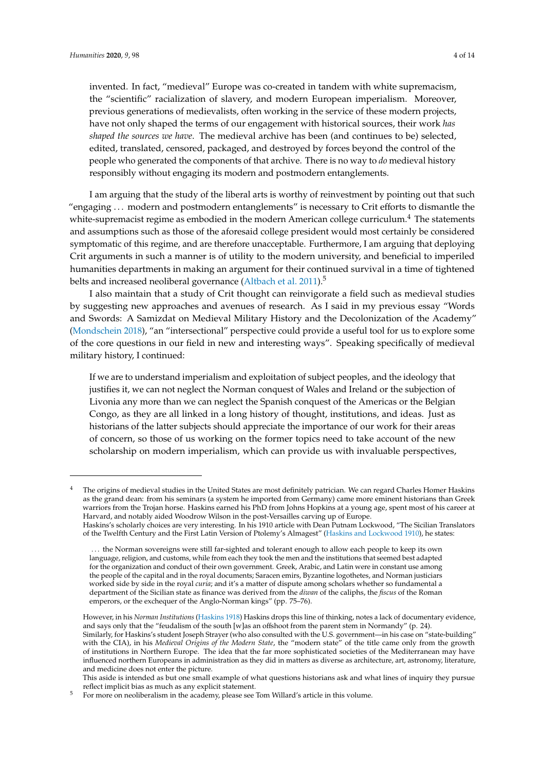invented. In fact, "medieval" Europe was co-created in tandem with white supremacism, the "scientific" racialization of slavery, and modern European imperialism. Moreover, previous generations of medievalists, often working in the service of these modern projects, have not only shaped the terms of our engagement with historical sources, their work *has shaped the sources we have*. The medieval archive has been (and continues to be) selected, edited, translated, censored, packaged, and destroyed by forces beyond the control of the people who generated the components of that archive. There is no way to *do* medieval history responsibly without engaging its modern and postmodern entanglements.

I am arguing that the study of the liberal arts is worthy of reinvestment by pointing out that such "engaging ... modern and postmodern entanglements" is necessary to Crit efforts to dismantle the white-supremacist regime as embodied in the modern American college curriculum.[4] The statements and assumptions such as those of the aforesaid college president would most certainly be considered symptomatic of this regime, and are therefore unacceptable. Furthermore, I am arguing that deploying Crit arguments in such a manner is of utility to the modern university, and beneficial to imperiled humanities departments in making an argument for their continued survival in a time of tightened belts and increased neoliberal governance (Altbach et al. 2011).[5]

I also maintain that a study of Crit thought can reinvigorate a field such as medieval studies by suggesting new approaches and avenues of research. As I said in my previous essay "Words and Swords: A Samizdat on Medieval Military History and the Decolonization of the Academy" (Mondschein 2018), "an "intersectional" perspective could provide a useful tool for us to explore some of the core questions in our field in new and interesting ways". Speaking specifically of medieval military history, I continued:

> If we are to understand imperialism and exploitation of subject peoples, and the ideology that justifies it, we can not neglect the Norman conquest of Wales and Ireland or the subjection of Livonia any more than we can neglect the Spanish conquest of the Americas or the Belgian Congo, as they are all linked in a long history of thought, institutions, and ideas. Just as historians of the latter subjects should appreciate the importance of our work for their areas of concern, so those of us working on the former topics need to take account of the new scholarship on modern imperialism, which can provide us with invaluable perspectives,

---

[4] The origins of medieval studies in the United States are most definitely patrician. We can regard Charles Homer Haskins as the grand dean: from his seminars (a system he imported from Germany) came more eminent historians than Greek warriors from the Trojan horse. Haskins earned his PhD from Johns Hopkins at a young age, spent most of his career at Harvard, and notably aided Woodrow Wilson in the post-Versailles carving up of Europe.
Haskins's scholarly choices are very interesting. In his 1910 article with Dean Putnam Lockwood, "The Sicilian Translators of the Twelfth Century and the First Latin Version of Ptolemy's Almagest" (Haskins and Lockwood 1910), he states:

> ... the Norman sovereigns were still far-sighted and tolerant enough to allow each people to keep its own language, religion, and customs, while from each they took the men and the institutions that seemed best adapted for the organization and conduct of their own government. Greek, Arabic, and Latin were in constant use among the people of the capital and in the royal documents; Saracen emirs, Byzantine logothetes, and Norman justiciars worked side by side in the royal *curia*; and it's a matter of dispute among scholars whether so fundamental a department of the Sicilian state as finance was derived from the *diwan* of the caliphs, the *fiscus* of the Roman emperors, or the exchequer of the Anglo-Norman kings" (pp. 75–76).

However, in his *Norman Institutions* (Haskins 1918) Haskins drops this line of thinking, notes a lack of documentary evidence, and says only that the "feudalism of the south [w]as an offshoot from the parent stem in Normandy" (p. 24).
Similarly, for Haskins's student Joseph Strayer (who also consulted with the U.S. government—in his case on "state-building" with the CIA), in his *Medieval Origins of the Modern State*, the "modern state" of the title came only from the growth of institutions in Northern Europe. The idea that the far more sophisticated societies of the Mediterranean may have influenced northern Europeans in administration as they did in matters as diverse as architecture, art, astronomy, literature, and medicine does not enter the picture.
This aside is intended as but one small example of what questions historians ask and what lines of inquiry they pursue reflect implicit bias as much as any explicit statement.

[5] For more on neoliberalism in the academy, please see Tom Willard's article in this volume.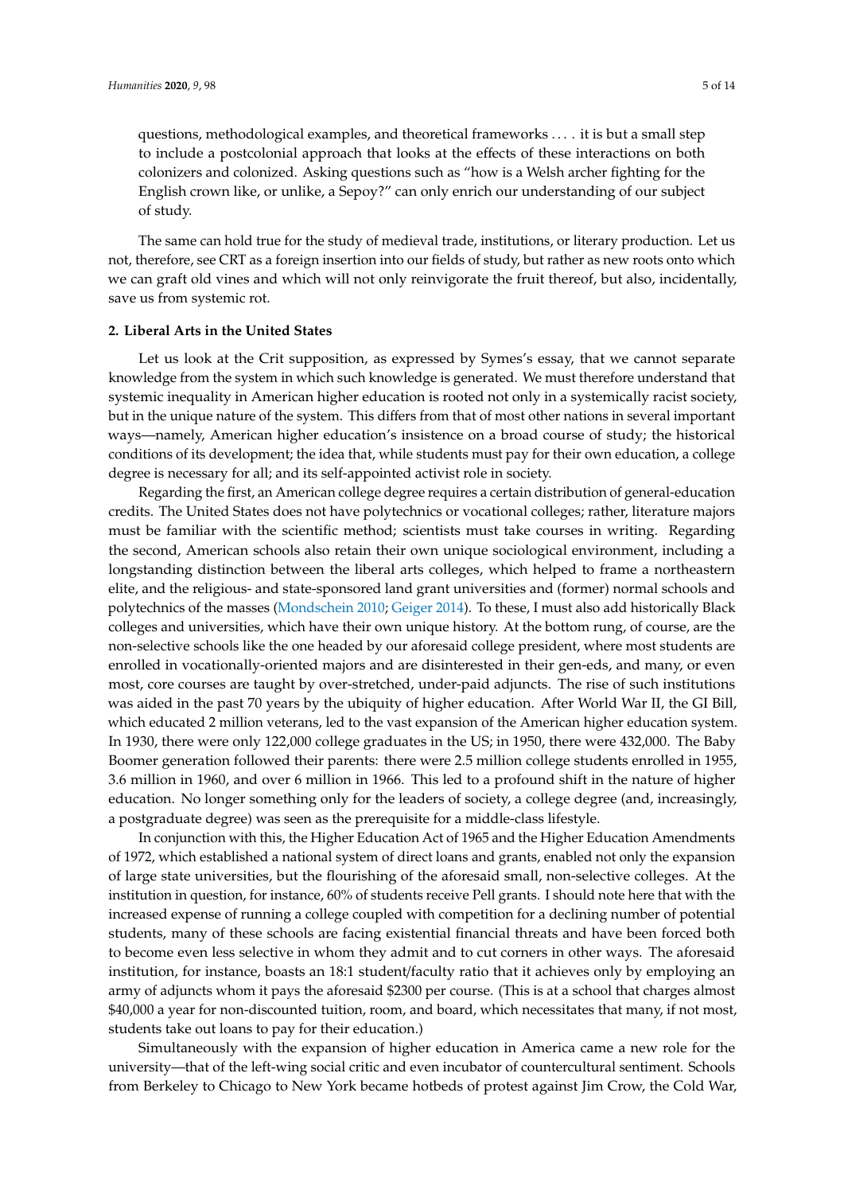questions, methodological examples, and theoretical frameworks . . . . it is but a small step to include a postcolonial approach that looks at the effects of these interactions on both colonizers and colonized. Asking questions such as "how is a Welsh archer fighting for the English crown like, or unlike, a Sepoy?" can only enrich our understanding of our subject of study.

The same can hold true for the study of medieval trade, institutions, or literary production. Let us not, therefore, see CRT as a foreign insertion into our fields of study, but rather as new roots onto which we can graft old vines and which will not only reinvigorate the fruit thereof, but also, incidentally, save us from systemic rot.

## 2. Liberal Arts in the United States

Let us look at the Crit supposition, as expressed by Symes's essay, that we cannot separate knowledge from the system in which such knowledge is generated. We must therefore understand that systemic inequality in American higher education is rooted not only in a systemically racist society, but in the unique nature of the system. This differs from that of most other nations in several important ways—namely, American higher education's insistence on a broad course of study; the historical conditions of its development; the idea that, while students must pay for their own education, a college degree is necessary for all; and its self-appointed activist role in society.

Regarding the first, an American college degree requires a certain distribution of general-education credits. The United States does not have polytechnics or vocational colleges; rather, literature majors must be familiar with the scientific method; scientists must take courses in writing. Regarding the second, American schools also retain their own unique sociological environment, including a longstanding distinction between the liberal arts colleges, which helped to frame a northeastern elite, and the religious- and state-sponsored land grant universities and (former) normal schools and polytechnics of the masses (Mondschein 2010; Geiger 2014). To these, I must also add historically Black colleges and universities, which have their own unique history. At the bottom rung, of course, are the non-selective schools like the one headed by our aforesaid college president, where most students are enrolled in vocationally-oriented majors and are disinterested in their gen-eds, and many, or even most, core courses are taught by over-stretched, under-paid adjuncts. The rise of such institutions was aided in the past 70 years by the ubiquity of higher education. After World War II, the GI Bill, which educated 2 million veterans, led to the vast expansion of the American higher education system. In 1930, there were only 122,000 college graduates in the US; in 1950, there were 432,000. The Baby Boomer generation followed their parents: there were 2.5 million college students enrolled in 1955, 3.6 million in 1960, and over 6 million in 1966. This led to a profound shift in the nature of higher education. No longer something only for the leaders of society, a college degree (and, increasingly, a postgraduate degree) was seen as the prerequisite for a middle-class lifestyle.

In conjunction with this, the Higher Education Act of 1965 and the Higher Education Amendments of 1972, which established a national system of direct loans and grants, enabled not only the expansion of large state universities, but the flourishing of the aforesaid small, non-selective colleges. At the institution in question, for instance, 60% of students receive Pell grants. I should note here that with the increased expense of running a college coupled with competition for a declining number of potential students, many of these schools are facing existential financial threats and have been forced both to become even less selective in whom they admit and to cut corners in other ways. The aforesaid institution, for instance, boasts an 18:1 student/faculty ratio that it achieves only by employing an army of adjuncts whom it pays the aforesaid $2300 per course. (This is at a school that charges almost $40,000 a year for non-discounted tuition, room, and board, which necessitates that many, if not most, students take out loans to pay for their education.)

Simultaneously with the expansion of higher education in America came a new role for the university—that of the left-wing social critic and even incubator of countercultural sentiment. Schools from Berkeley to Chicago to New York became hotbeds of protest against Jim Crow, the Cold War,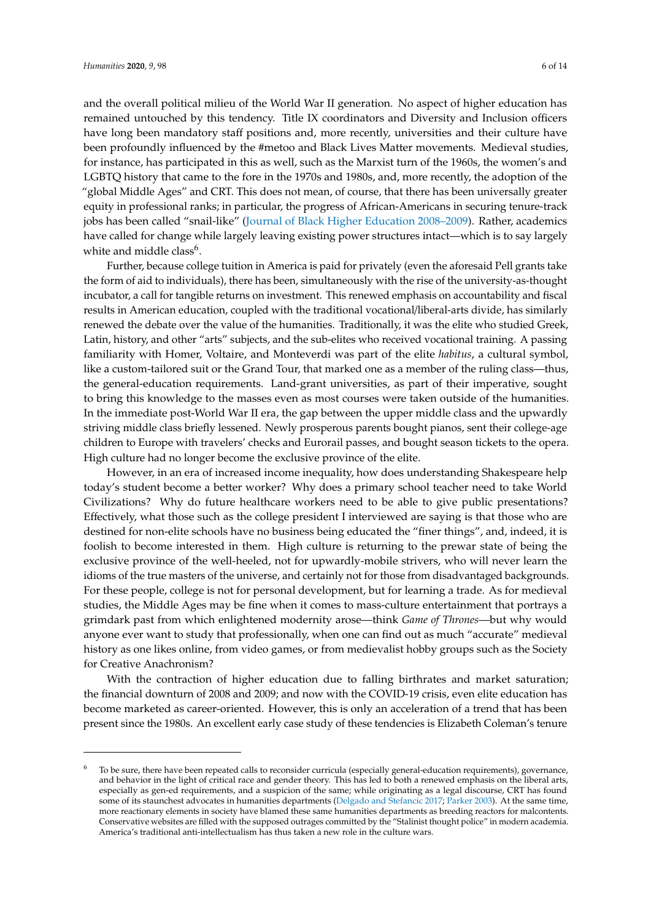and the overall political milieu of the World War II generation. No aspect of higher education has remained untouched by this tendency. Title IX coordinators and Diversity and Inclusion officers have long been mandatory staff positions and, more recently, universities and their culture have been profoundly influenced by the #metoo and Black Lives Matter movements. Medieval studies, for instance, has participated in this as well, such as the Marxist turn of the 1960s, the women's and LGBTQ history that came to the fore in the 1970s and 1980s, and, more recently, the adoption of the "global Middle Ages" and CRT. This does not mean, of course, that there has been universally greater equity in professional ranks; in particular, the progress of African-Americans in securing tenure-track jobs has been called "snail-like" (Journal of Black Higher Education 2008–2009). Rather, academics have called for change while largely leaving existing power structures intact—which is to say largely white and middle class[6].

Further, because college tuition in America is paid for privately (even the aforesaid Pell grants take the form of aid to individuals), there has been, simultaneously with the rise of the university-as-thought incubator, a call for tangible returns on investment. This renewed emphasis on accountability and fiscal results in American education, coupled with the traditional vocational/liberal-arts divide, has similarly renewed the debate over the value of the humanities. Traditionally, it was the elite who studied Greek, Latin, history, and other "arts" subjects, and the sub-elites who received vocational training. A passing familiarity with Homer, Voltaire, and Monteverdi was part of the elite *habitus*, a cultural symbol, like a custom-tailored suit or the Grand Tour, that marked one as a member of the ruling class—thus, the general-education requirements. Land-grant universities, as part of their imperative, sought to bring this knowledge to the masses even as most courses were taken outside of the humanities. In the immediate post-World War II era, the gap between the upper middle class and the upwardly striving middle class briefly lessened. Newly prosperous parents bought pianos, sent their college-age children to Europe with travelers' checks and Eurorail passes, and bought season tickets to the opera. High culture had no longer become the exclusive province of the elite.

However, in an era of increased income inequality, how does understanding Shakespeare help today's student become a better worker? Why does a primary school teacher need to take World Civilizations? Why do future healthcare workers need to be able to give public presentations? Effectively, what those such as the college president I interviewed are saying is that those who are destined for non-elite schools have no business being educated the "finer things", and, indeed, it is foolish to become interested in them. High culture is returning to the prewar state of being the exclusive province of the well-heeled, not for upwardly-mobile strivers, who will never learn the idioms of the true masters of the universe, and certainly not for those from disadvantaged backgrounds. For these people, college is not for personal development, but for learning a trade. As for medieval studies, the Middle Ages may be fine when it comes to mass-culture entertainment that portrays a grimdark past from which enlightened modernity arose—think *Game of Thrones*—but why would anyone ever want to study that professionally, when one can find out as much "accurate" medieval history as one likes online, from video games, or from medievalist hobby groups such as the Society for Creative Anachronism?

With the contraction of higher education due to falling birthrates and market saturation; the financial downturn of 2008 and 2009; and now with the COVID-19 crisis, even elite education has become marketed as career-oriented. However, this is only an acceleration of a trend that has been present since the 1980s. An excellent early case study of these tendencies is Elizabeth Coleman's tenure

---

[6] To be sure, there have been repeated calls to reconsider curricula (especially general-education requirements), governance, and behavior in the light of critical race and gender theory. This has led to both a renewed emphasis on the liberal arts, especially as gen-ed requirements, and a suspicion of the same; while originating as a legal discourse, CRT has found some of its staunchest advocates in humanities departments (Delgado and Stefancic 2017; Parker 2003). At the same time, more reactionary elements in society have blamed these same humanities departments as breeding reactors for malcontents. Conservative websites are filled with the supposed outrages committed by the "Stalinist thought police" in modern academia. America's traditional anti-intellectualism has thus taken a new role in the culture wars.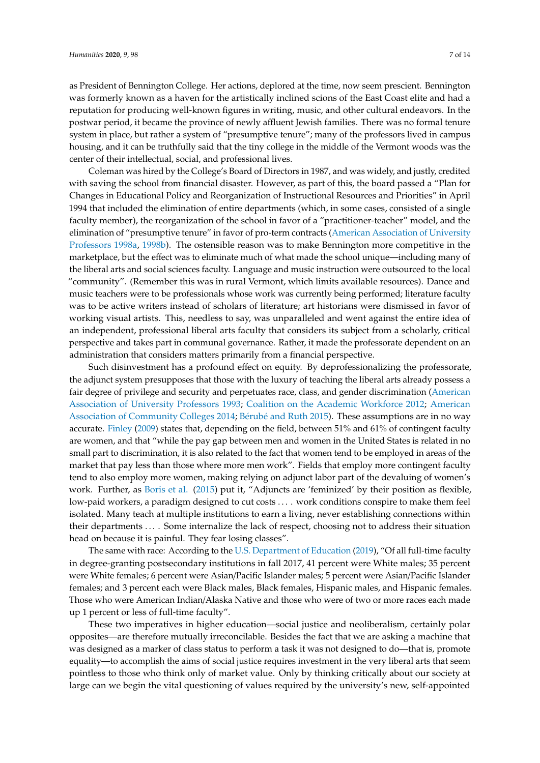as President of Bennington College. Her actions, deplored at the time, now seem prescient. Bennington was formerly known as a haven for the artistically inclined scions of the East Coast elite and had a reputation for producing well-known figures in writing, music, and other cultural endeavors. In the postwar period, it became the province of newly affluent Jewish families. There was no formal tenure system in place, but rather a system of "presumptive tenure"; many of the professors lived in campus housing, and it can be truthfully said that the tiny college in the middle of the Vermont woods was the center of their intellectual, social, and professional lives.

Coleman was hired by the College's Board of Directors in 1987, and was widely, and justly, credited with saving the school from financial disaster. However, as part of this, the board passed a "Plan for Changes in Educational Policy and Reorganization of Instructional Resources and Priorities" in April 1994 that included the elimination of entire departments (which, in some cases, consisted of a single faculty member), the reorganization of the school in favor of a "practitioner-teacher" model, and the elimination of "presumptive tenure" in favor of pro-term contracts (American Association of University Professors 1998a, 1998b). The ostensible reason was to make Bennington more competitive in the marketplace, but the effect was to eliminate much of what made the school unique—including many of the liberal arts and social sciences faculty. Language and music instruction were outsourced to the local "community". (Remember this was in rural Vermont, which limits available resources). Dance and music teachers were to be professionals whose work was currently being performed; literature faculty was to be active writers instead of scholars of literature; art historians were dismissed in favor of working visual artists. This, needless to say, was unparalleled and went against the entire idea of an independent, professional liberal arts faculty that considers its subject from a scholarly, critical perspective and takes part in communal governance. Rather, it made the professorate dependent on an administration that considers matters primarily from a financial perspective.

Such disinvestment has a profound effect on equity. By deprofessionalizing the professorate, the adjunct system presupposes that those with the luxury of teaching the liberal arts already possess a fair degree of privilege and security and perpetuates race, class, and gender discrimination (American Association of University Professors 1993; Coalition on the Academic Workforce 2012; American Association of Community Colleges 2014; Bérubé and Ruth 2015). These assumptions are in no way accurate. Finley (2009) states that, depending on the field, between 51% and 61% of contingent faculty are women, and that "while the pay gap between men and women in the United States is related in no small part to discrimination, it is also related to the fact that women tend to be employed in areas of the market that pay less than those where more men work". Fields that employ more contingent faculty tend to also employ more women, making relying on adjunct labor part of the devaluing of women's work. Further, as Boris et al. (2015) put it, "Adjuncts are 'feminized' by their position as flexible, low-paid workers, a paradigm designed to cut costs . . . . work conditions conspire to make them feel isolated. Many teach at multiple institutions to earn a living, never establishing connections within their departments . . . . Some internalize the lack of respect, choosing not to address their situation head on because it is painful. They fear losing classes".

The same with race: According to the U.S. Department of Education (2019), "Of all full-time faculty in degree-granting postsecondary institutions in fall 2017, 41 percent were White males; 35 percent were White females; 6 percent were Asian/Pacific Islander males; 5 percent were Asian/Pacific Islander females; and 3 percent each were Black males, Black females, Hispanic males, and Hispanic females. Those who were American Indian/Alaska Native and those who were of two or more races each made up 1 percent or less of full-time faculty".

These two imperatives in higher education—social justice and neoliberalism, certainly polar opposites—are therefore mutually irreconcilable. Besides the fact that we are asking a machine that was designed as a marker of class status to perform a task it was not designed to do—that is, promote equality—to accomplish the aims of social justice requires investment in the very liberal arts that seem pointless to those who think only of market value. Only by thinking critically about our society at large can we begin the vital questioning of values required by the university's new, self-appointed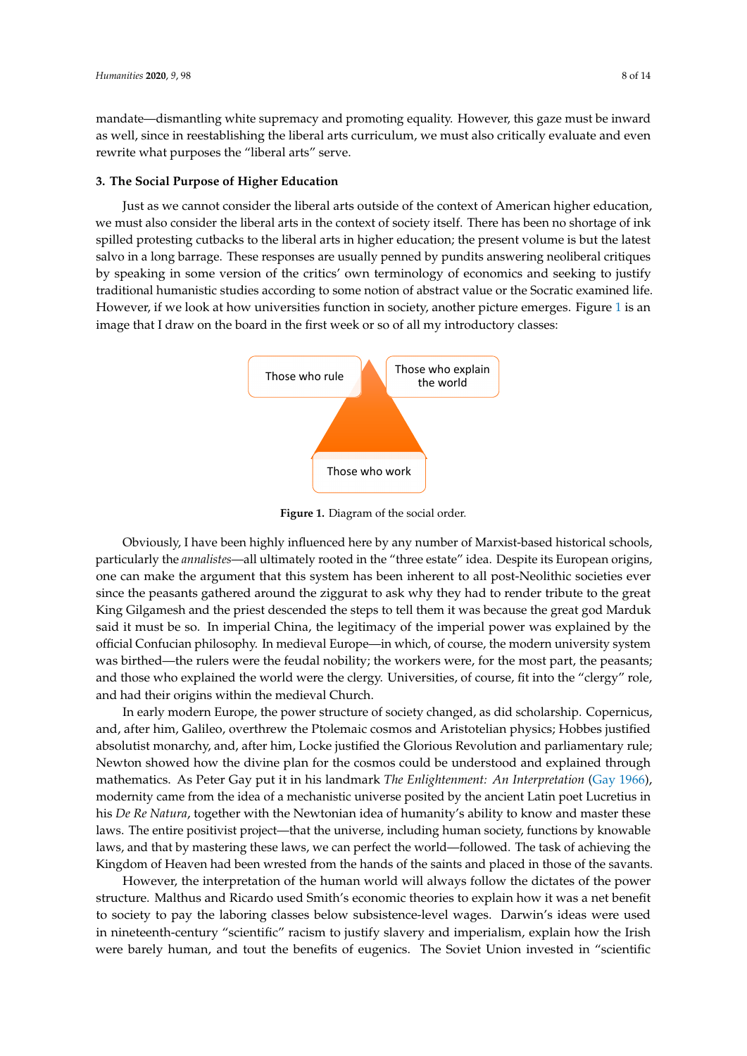mandate—dismantling white supremacy and promoting equality. However, this gaze must be inward as well, since in reestablishing the liberal arts curriculum, we must also critically evaluate and even rewrite what purposes the "liberal arts" serve.

## 3. The Social Purpose of Higher Education

Just as we cannot consider the liberal arts outside of the context of American higher education, we must also consider the liberal arts in the context of society itself. There has been no shortage of ink spilled protesting cutbacks to the liberal arts in higher education; the present volume is but the latest salvo in a long barrage. These responses are usually penned by pundits answering neoliberal critiques by speaking in some version of the critics' own terminology of economics and seeking to justify traditional humanistic studies according to some notion of abstract value or the Socratic examined life. However, if we look at how universities function in society, another picture emerges. Figure 1 is an image that I draw on the board in the first week or so of all my introductory classes:

**Figure 1.** Diagram of the social order.

Obviously, I have been highly influenced here by any number of Marxist-based historical schools, particularly the *annalistes*—all ultimately rooted in the "three estate" idea. Despite its European origins, one can make the argument that this system has been inherent to all post-Neolithic societies ever since the peasants gathered around the ziggurat to ask why they had to render tribute to the great King Gilgamesh and the priest descended the steps to tell them it was because the great god Marduk said it must be so. In imperial China, the legitimacy of the imperial power was explained by the official Confucian philosophy. In medieval Europe—in which, of course, the modern university system was birthed—the rulers were the feudal nobility; the workers were, for the most part, the peasants; and those who explained the world were the clergy. Universities, of course, fit into the "clergy" role, and had their origins within the medieval Church.

In early modern Europe, the power structure of society changed, as did scholarship. Copernicus, and, after him, Galileo, overthrew the Ptolemaic cosmos and Aristotelian physics; Hobbes justified absolutist monarchy, and, after him, Locke justified the Glorious Revolution and parliamentary rule; Newton showed how the divine plan for the cosmos could be understood and explained through mathematics. As Peter Gay put it in his landmark *The Enlightenment: An Interpretation* (Gay 1966), modernity came from the idea of a mechanistic universe posited by the ancient Latin poet Lucretius in his *De Re Natura*, together with the Newtonian idea of humanity's ability to know and master these laws. The entire positivist project—that the universe, including human society, functions by knowable laws, and that by mastering these laws, we can perfect the world—followed. The task of achieving the Kingdom of Heaven had been wrested from the hands of the saints and placed in those of the savants.

However, the interpretation of the human world will always follow the dictates of the power structure. Malthus and Ricardo used Smith's economic theories to explain how it was a net benefit to society to pay the laboring classes below subsistence-level wages. Darwin's ideas were used in nineteenth-century "scientific" racism to justify slavery and imperialism, explain how the Irish were barely human, and tout the benefits of eugenics. The Soviet Union invested in "scientific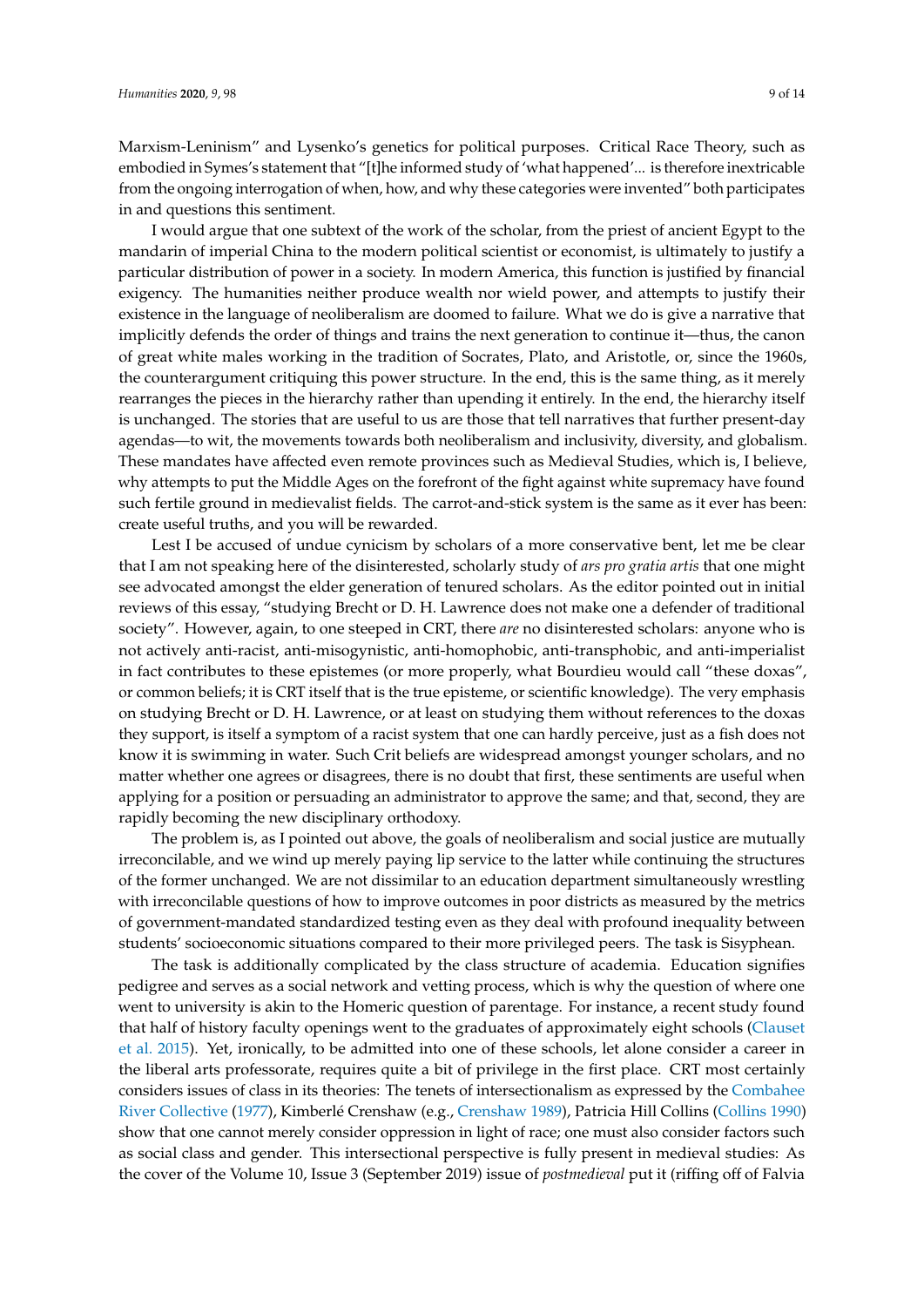Marxism-Leninism" and Lysenko's genetics for political purposes. Critical Race Theory, such as embodied in Symes's statement that "[t]he informed study of 'what happened'... is therefore inextricable from the ongoing interrogation of when, how, and why these categories were invented" both participates in and questions this sentiment.

I would argue that one subtext of the work of the scholar, from the priest of ancient Egypt to the mandarin of imperial China to the modern political scientist or economist, is ultimately to justify a particular distribution of power in a society. In modern America, this function is justified by financial exigency. The humanities neither produce wealth nor wield power, and attempts to justify their existence in the language of neoliberalism are doomed to failure. What we do is give a narrative that implicitly defends the order of things and trains the next generation to continue it—thus, the canon of great white males working in the tradition of Socrates, Plato, and Aristotle, or, since the 1960s, the counterargument critiquing this power structure. In the end, this is the same thing, as it merely rearranges the pieces in the hierarchy rather than upending it entirely. In the end, the hierarchy itself is unchanged. The stories that are useful to us are those that tell narratives that further present-day agendas—to wit, the movements towards both neoliberalism and inclusivity, diversity, and globalism. These mandates have affected even remote provinces such as Medieval Studies, which is, I believe, why attempts to put the Middle Ages on the forefront of the fight against white supremacy have found such fertile ground in medievalist fields. The carrot-and-stick system is the same as it ever has been: create useful truths, and you will be rewarded.

Lest I be accused of undue cynicism by scholars of a more conservative bent, let me be clear that I am not speaking here of the disinterested, scholarly study of *ars pro gratia artis* that one might see advocated amongst the elder generation of tenured scholars. As the editor pointed out in initial reviews of this essay, "studying Brecht or D. H. Lawrence does not make one a defender of traditional society". However, again, to one steeped in CRT, there *are* no disinterested scholars: anyone who is not actively anti-racist, anti-misogynistic, anti-homophobic, anti-transphobic, and anti-imperialist in fact contributes to these epistemes (or more properly, what Bourdieu would call "these doxas", or common beliefs; it is CRT itself that is the true episteme, or scientific knowledge). The very emphasis on studying Brecht or D. H. Lawrence, or at least on studying them without references to the doxas they support, is itself a symptom of a racist system that one can hardly perceive, just as a fish does not know it is swimming in water. Such Crit beliefs are widespread amongst younger scholars, and no matter whether one agrees or disagrees, there is no doubt that first, these sentiments are useful when applying for a position or persuading an administrator to approve the same; and that, second, they are rapidly becoming the new disciplinary orthodoxy.

The problem is, as I pointed out above, the goals of neoliberalism and social justice are mutually irreconcilable, and we wind up merely paying lip service to the latter while continuing the structures of the former unchanged. We are not dissimilar to an education department simultaneously wrestling with irreconcilable questions of how to improve outcomes in poor districts as measured by the metrics of government-mandated standardized testing even as they deal with profound inequality between students' socioeconomic situations compared to their more privileged peers. The task is Sisyphean.

The task is additionally complicated by the class structure of academia. Education signifies pedigree and serves as a social network and vetting process, which is why the question of where one went to university is akin to the Homeric question of parentage. For instance, a recent study found that half of history faculty openings went to the graduates of approximately eight schools (Clauset et al. 2015). Yet, ironically, to be admitted into one of these schools, let alone consider a career in the liberal arts professorate, requires quite a bit of privilege in the first place. CRT most certainly considers issues of class in its theories: The tenets of intersectionalism as expressed by the Combahee River Collective (1977), Kimberlé Crenshaw (e.g., Crenshaw 1989), Patricia Hill Collins (Collins 1990) show that one cannot merely consider oppression in light of race; one must also consider factors such as social class and gender. This intersectional perspective is fully present in medieval studies: As the cover of the Volume 10, Issue 3 (September 2019) issue of *postmedieval* put it (riffing off of Falvia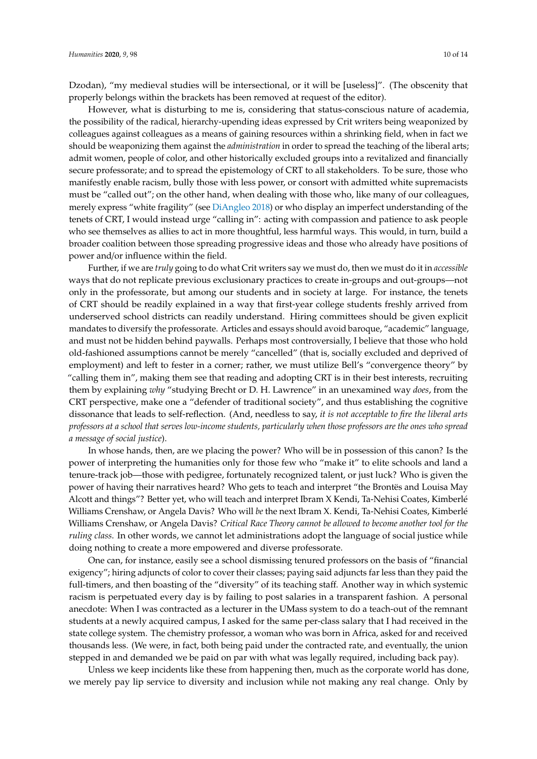Dzodan), "my medieval studies will be intersectional, or it will be [useless]". (The obscenity that properly belongs within the brackets has been removed at request of the editor).

However, what is disturbing to me is, considering that status-conscious nature of academia, the possibility of the radical, hierarchy-upending ideas expressed by Crit writers being weaponized by colleagues against colleagues as a means of gaining resources within a shrinking field, when in fact we should be weaponizing them against the *administration* in order to spread the teaching of the liberal arts; admit women, people of color, and other historically excluded groups into a revitalized and financially secure professorate; and to spread the epistemology of CRT to all stakeholders. To be sure, those who manifestly enable racism, bully those with less power, or consort with admitted white supremacists must be "called out"; on the other hand, when dealing with those who, like many of our colleagues, merely express "white fragility" (see DiAngleo 2018) or who display an imperfect understanding of the tenets of CRT, I would instead urge "calling in": acting with compassion and patience to ask people who see themselves as allies to act in more thoughtful, less harmful ways. This would, in turn, build a broader coalition between those spreading progressive ideas and those who already have positions of power and/or influence within the field.

Further, if we are *truly* going to do what Crit writers say we must do, then we must do it in *accessible* ways that do not replicate previous exclusionary practices to create in-groups and out-groups—not only in the professorate, but among our students and in society at large. For instance, the tenets of CRT should be readily explained in a way that first-year college students freshly arrived from underserved school districts can readily understand. Hiring committees should be given explicit mandates to diversify the professorate. Articles and essays should avoid baroque, "academic" language, and must not be hidden behind paywalls. Perhaps most controversially, I believe that those who hold old-fashioned assumptions cannot be merely "cancelled" (that is, socially excluded and deprived of employment) and left to fester in a corner; rather, we must utilize Bell's "convergence theory" by "calling them in", making them see that reading and adopting CRT is in their best interests, recruiting them by explaining *why* "studying Brecht or D. H. Lawrence" in an unexamined way *does*, from the CRT perspective, make one a "defender of traditional society", and thus establishing the cognitive dissonance that leads to self-reflection. (And, needless to say, *it is not acceptable to fire the liberal arts professors at a school that serves low-income students, particularly when those professors are the ones who spread a message of social justice*).

In whose hands, then, are we placing the power? Who will be in possession of this canon? Is the power of interpreting the humanities only for those few who "make it" to elite schools and land a tenure-track job—those with pedigree, fortunately recognized talent, or just luck? Who is given the power of having their narratives heard? Who gets to teach and interpret "the Brontës and Louisa May Alcott and things"? Better yet, who will teach and interpret Ibram X Kendi, Ta-Nehisi Coates, Kimberlé Williams Crenshaw, or Angela Davis? Who will *be* the next Ibram X. Kendi, Ta-Nehisi Coates, Kimberlé Williams Crenshaw, or Angela Davis? *Critical Race Theory cannot be allowed to become another tool for the ruling class*. In other words, we cannot let administrations adopt the language of social justice while doing nothing to create a more empowered and diverse professorate.

One can, for instance, easily see a school dismissing tenured professors on the basis of "financial exigency"; hiring adjuncts of color to cover their classes; paying said adjuncts far less than they paid the full-timers, and then boasting of the "diversity" of its teaching staff. Another way in which systemic racism is perpetuated every day is by failing to post salaries in a transparent fashion. A personal anecdote: When I was contracted as a lecturer in the UMass system to do a teach-out of the remnant students at a newly acquired campus, I asked for the same per-class salary that I had received in the state college system. The chemistry professor, a woman who was born in Africa, asked for and received thousands less. (We were, in fact, both being paid under the contracted rate, and eventually, the union stepped in and demanded we be paid on par with what was legally required, including back pay).

Unless we keep incidents like these from happening then, much as the corporate world has done, we merely pay lip service to diversity and inclusion while not making any real change. Only by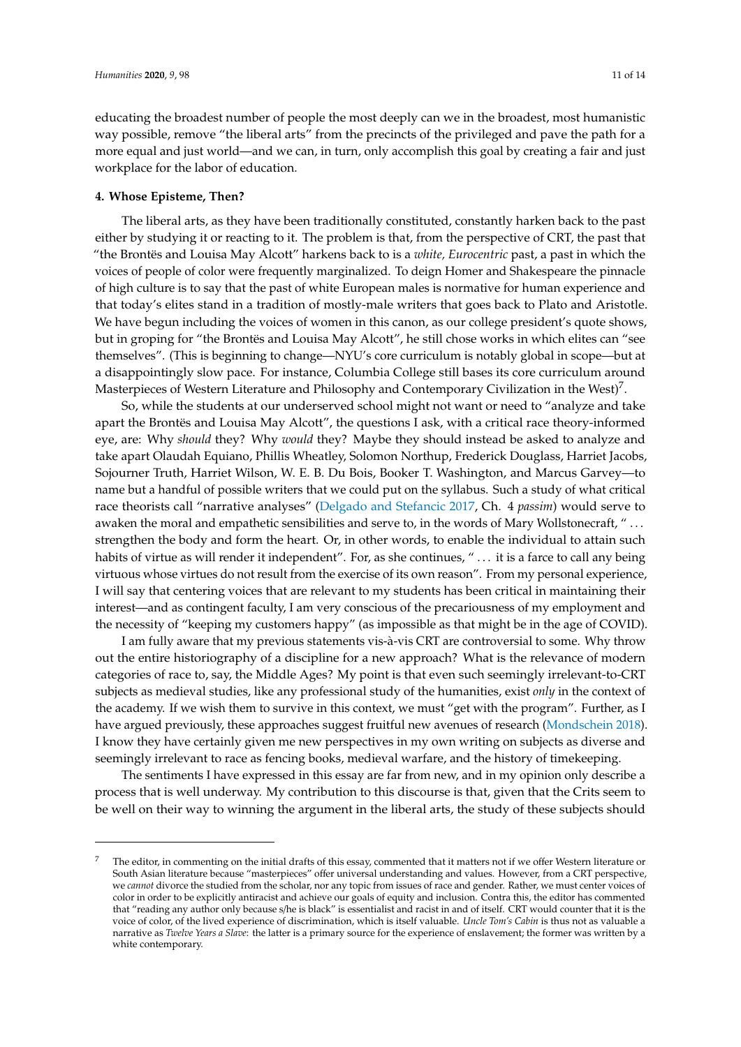educating the broadest number of people the most deeply can we in the broadest, most humanistic way possible, remove "the liberal arts" from the precincts of the privileged and pave the path for a more equal and just world—and we can, in turn, only accomplish this goal by creating a fair and just workplace for the labor of education.

## 4. Whose Episteme, Then?

The liberal arts, as they have been traditionally constituted, constantly harken back to the past either by studying it or reacting to it. The problem is that, from the perspective of CRT, the past that "the Brontës and Louisa May Alcott" harkens back to is a *white, Eurocentric* past, a past in which the voices of people of color were frequently marginalized. To deign Homer and Shakespeare the pinnacle of high culture is to say that the past of white European males is normative for human experience and that today's elites stand in a tradition of mostly-male writers that goes back to Plato and Aristotle. We have begun including the voices of women in this canon, as our college president's quote shows, but in groping for "the Brontës and Louisa May Alcott", he still chose works in which elites can "see themselves". (This is beginning to change—NYU's core curriculum is notably global in scope—but at a disappointingly slow pace. For instance, Columbia College still bases its core curriculum around Masterpieces of Western Literature and Philosophy and Contemporary Civilization in the West)[7].

So, while the students at our underserved school might not want or need to "analyze and take apart the Brontës and Louisa May Alcott", the questions I ask, with a critical race theory-informed eye, are: Why *should* they? Why *would* they? Maybe they should instead be asked to analyze and take apart Olaudah Equiano, Phillis Wheatley, Solomon Northup, Frederick Douglass, Harriet Jacobs, Sojourner Truth, Harriet Wilson, W. E. B. Du Bois, Booker T. Washington, and Marcus Garvey—to name but a handful of possible writers that we could put on the syllabus. Such a study of what critical race theorists call "narrative analyses" (Delgado and Stefancic 2017, Ch. 4 *passim*) would serve to awaken the moral and empathetic sensibilities and serve to, in the words of Mary Wollstonecraft, " . . . strengthen the body and form the heart. Or, in other words, to enable the individual to attain such habits of virtue as will render it independent". For, as she continues, " . . . it is a farce to call any being virtuous whose virtues do not result from the exercise of its own reason". From my personal experience, I will say that centering voices that are relevant to my students has been critical in maintaining their interest—and as contingent faculty, I am very conscious of the precariousness of my employment and the necessity of "keeping my customers happy" (as impossible as that might be in the age of COVID).

I am fully aware that my previous statements vis-à-vis CRT are controversial to some. Why throw out the entire historiography of a discipline for a new approach? What is the relevance of modern categories of race to, say, the Middle Ages? My point is that even such seemingly irrelevant-to-CRT subjects as medieval studies, like any professional study of the humanities, exist *only* in the context of the academy. If we wish them to survive in this context, we must "get with the program". Further, as I have argued previously, these approaches suggest fruitful new avenues of research (Mondschein 2018). I know they have certainly given me new perspectives in my own writing on subjects as diverse and seemingly irrelevant to race as fencing books, medieval warfare, and the history of timekeeping.

The sentiments I have expressed in this essay are far from new, and in my opinion only describe a process that is well underway. My contribution to this discourse is that, given that the Crits seem to be well on their way to winning the argument in the liberal arts, the study of these subjects should

---

[7] The editor, in commenting on the initial drafts of this essay, commented that it matters not if we offer Western literature or South Asian literature because "masterpieces" offer universal understanding and values. However, from a CRT perspective, we *cannot* divorce the studied from the scholar, nor any topic from issues of race and gender. Rather, we must center voices of color in order to be explicitly antiracist and achieve our goals of equity and inclusion. Contra this, the editor has commented that "reading any author only because s/he is black" is essentialist and racist in and of itself. CRT would counter that it is the voice of color, of the lived experience of discrimination, which is itself valuable. *Uncle Tom's Cabin* is thus not as valuable a narrative as *Twelve Years a Slave*: the latter is a primary source for the experience of enslavement; the former was written by a white contemporary.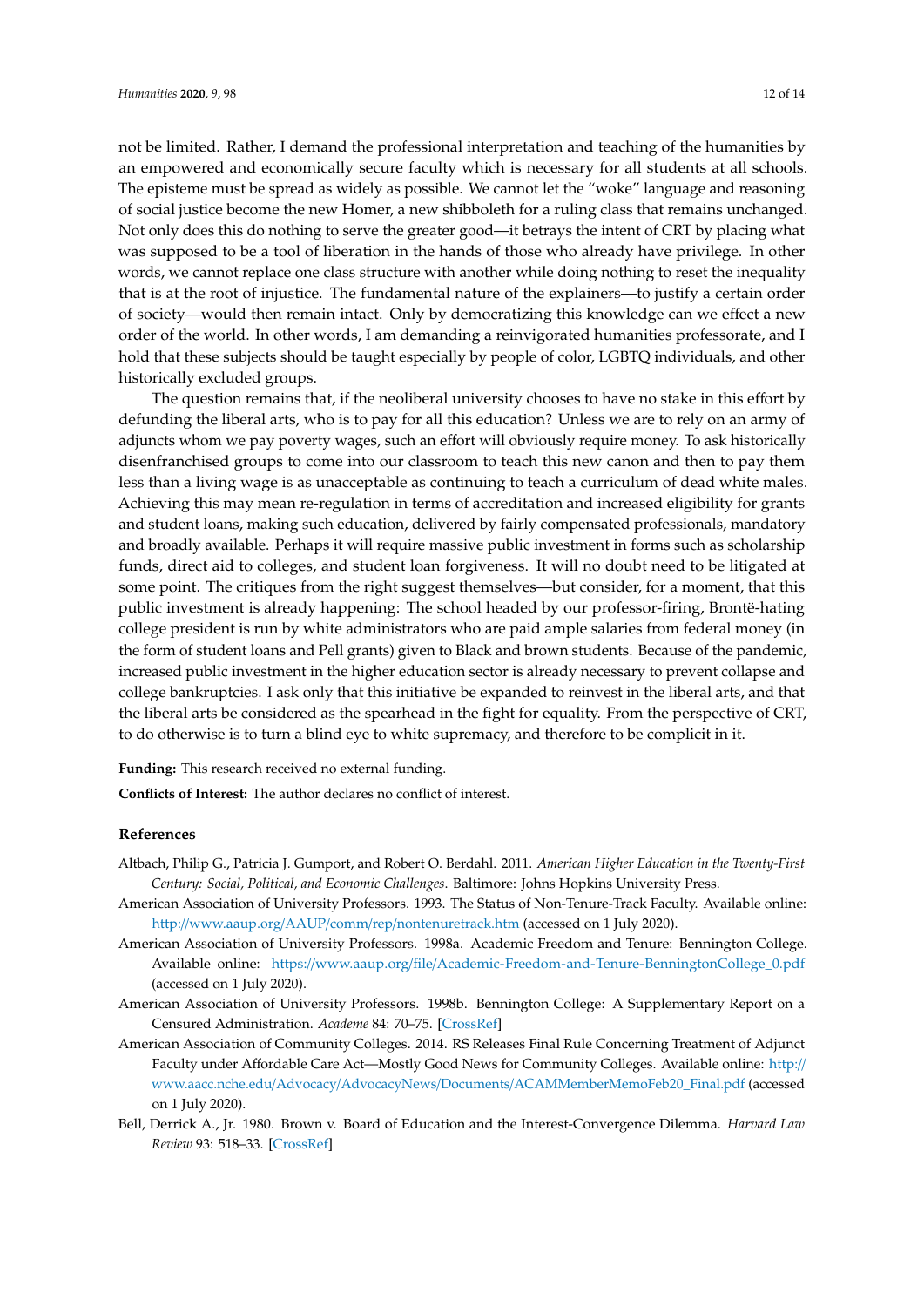not be limited. Rather, I demand the professional interpretation and teaching of the humanities by an empowered and economically secure faculty which is necessary for all students at all schools. The episteme must be spread as widely as possible. We cannot let the "woke" language and reasoning of social justice become the new Homer, a new shibboleth for a ruling class that remains unchanged. Not only does this do nothing to serve the greater good—it betrays the intent of CRT by placing what was supposed to be a tool of liberation in the hands of those who already have privilege. In other words, we cannot replace one class structure with another while doing nothing to reset the inequality that is at the root of injustice. The fundamental nature of the explainers—to justify a certain order of society—would then remain intact. Only by democratizing this knowledge can we effect a new order of the world. In other words, I am demanding a reinvigorated humanities professorate, and I hold that these subjects should be taught especially by people of color, LGBTQ individuals, and other historically excluded groups.

The question remains that, if the neoliberal university chooses to have no stake in this effort by defunding the liberal arts, who is to pay for all this education? Unless we are to rely on an army of adjuncts whom we pay poverty wages, such an effort will obviously require money. To ask historically disenfranchised groups to come into our classroom to teach this new canon and then to pay them less than a living wage is as unacceptable as continuing to teach a curriculum of dead white males. Achieving this may mean re-regulation in terms of accreditation and increased eligibility for grants and student loans, making such education, delivered by fairly compensated professionals, mandatory and broadly available. Perhaps it will require massive public investment in forms such as scholarship funds, direct aid to colleges, and student loan forgiveness. It will no doubt need to be litigated at some point. The critiques from the right suggest themselves—but consider, for a moment, that this public investment is already happening: The school headed by our professor-firing, Brontë-hating college president is run by white administrators who are paid ample salaries from federal money (in the form of student loans and Pell grants) given to Black and brown students. Because of the pandemic, increased public investment in the higher education sector is already necessary to prevent collapse and college bankruptcies. I ask only that this initiative be expanded to reinvest in the liberal arts, and that the liberal arts be considered as the spearhead in the fight for equality. From the perspective of CRT, to do otherwise is to turn a blind eye to white supremacy, and therefore to be complicit in it.

**Funding:** This research received no external funding.

**Conflicts of Interest:** The author declares no conflict of interest.

## References

Altbach, Philip G., Patricia J. Gumport, and Robert O. Berdahl. 2011. *American Higher Education in the Twenty-First Century: Social, Political, and Economic Challenges*. Baltimore: Johns Hopkins University Press.

American Association of University Professors. 1993. The Status of Non-Tenure-Track Faculty. Available online: http://www.aaup.org/AAUP/comm/rep/nontenuretrack.htm (accessed on 1 July 2020).

American Association of University Professors. 1998a. Academic Freedom and Tenure: Bennington College. Available online: https://www.aaup.org/file/Academic-Freedom-and-Tenure-BenningtonCollege_0.pdf (accessed on 1 July 2020).

American Association of University Professors. 1998b. Bennington College: A Supplementary Report on a Censured Administration. *Academe* 84: 70–75. [CrossRef]

American Association of Community Colleges. 2014. RS Releases Final Rule Concerning Treatment of Adjunct Faculty under Affordable Care Act—Mostly Good News for Community Colleges. Available online: http://www.aacc.nche.edu/Advocacy/AdvocacyNews/Documents/ACAMMemberMemoFeb20_Final.pdf (accessed on 1 July 2020).

Bell, Derrick A., Jr. 1980. Brown v. Board of Education and the Interest-Convergence Dilemma. *Harvard Law Review* 93: 518–33. [CrossRef]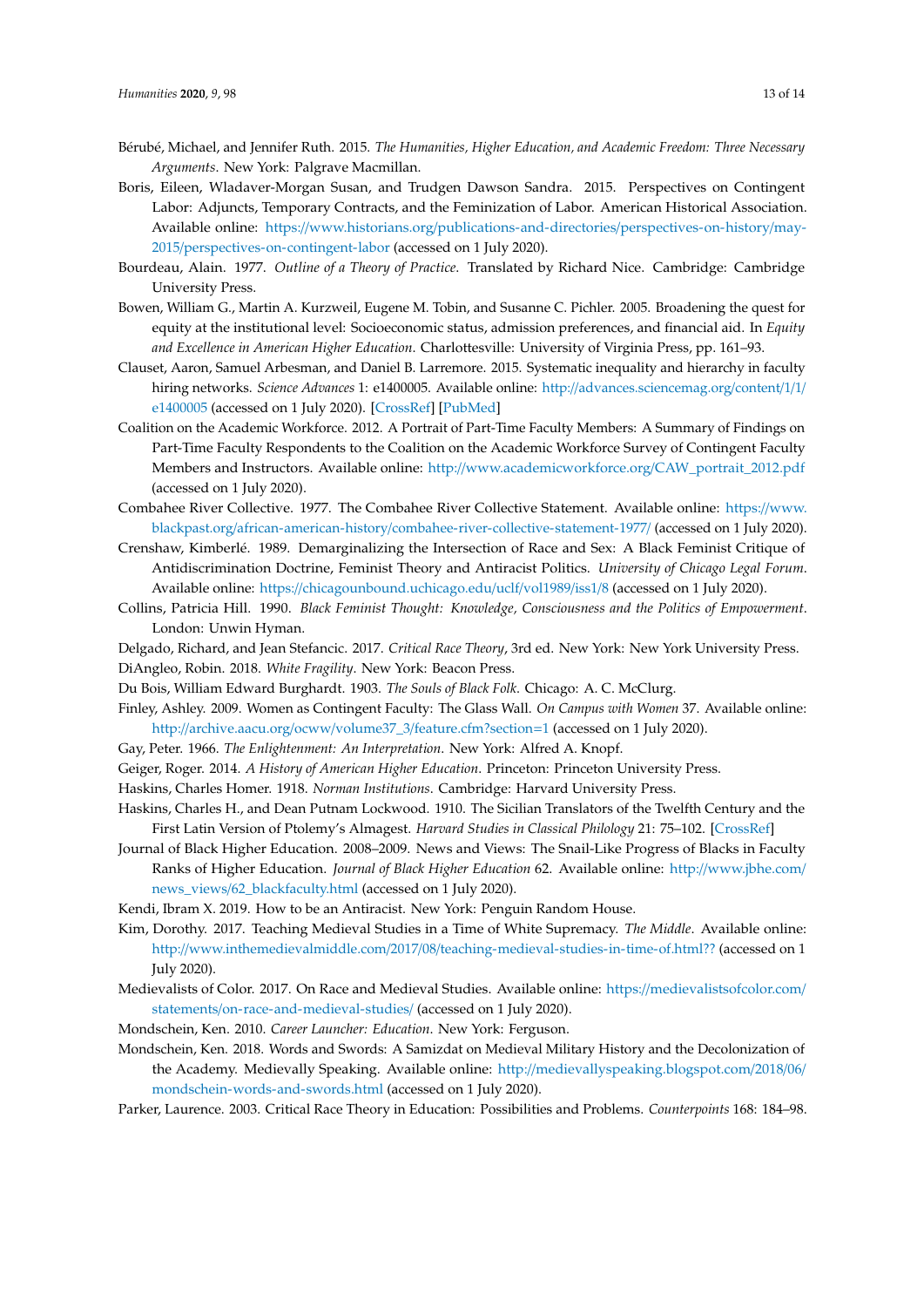Bérubé, Michael, and Jennifer Ruth. 2015. *The Humanities, Higher Education, and Academic Freedom: Three Necessary Arguments*. New York: Palgrave Macmillan.

Boris, Eileen, Wladaver-Morgan Susan, and Trudgen Dawson Sandra. 2015. Perspectives on Contingent Labor: Adjuncts, Temporary Contracts, and the Feminization of Labor. American Historical Association. Available online: https://www.historians.org/publications-and-directories/perspectives-on-history/may-2015/perspectives-on-contingent-labor (accessed on 1 July 2020).

Bourdeau, Alain. 1977. *Outline of a Theory of Practice*. Translated by Richard Nice. Cambridge: Cambridge University Press.

Bowen, William G., Martin A. Kurzweil, Eugene M. Tobin, and Susanne C. Pichler. 2005. Broadening the quest for equity at the institutional level: Socioeconomic status, admission preferences, and financial aid. In *Equity and Excellence in American Higher Education*. Charlottesville: University of Virginia Press, pp. 161–93.

Clauset, Aaron, Samuel Arbesman, and Daniel B. Larremore. 2015. Systematic inequality and hierarchy in faculty hiring networks. *Science Advances* 1: e1400005. Available online: http://advances.sciencemag.org/content/1/1/e1400005 (accessed on 1 July 2020). [CrossRef] [PubMed]

Coalition on the Academic Workforce. 2012. A Portrait of Part-Time Faculty Members: A Summary of Findings on Part-Time Faculty Respondents to the Coalition on the Academic Workforce Survey of Contingent Faculty Members and Instructors. Available online: http://www.academicworkforce.org/CAW_portrait_2012.pdf (accessed on 1 July 2020).

Combahee River Collective. 1977. The Combahee River Collective Statement. Available online: https://www.blackpast.org/african-american-history/combahee-river-collective-statement-1977/ (accessed on 1 July 2020).

Crenshaw, Kimberlé. 1989. Demarginalizing the Intersection of Race and Sex: A Black Feminist Critique of Antidiscrimination Doctrine, Feminist Theory and Antiracist Politics. *University of Chicago Legal Forum*. Available online: https://chicagounbound.uchicago.edu/uclf/vol1989/iss1/8 (accessed on 1 July 2020).

Collins, Patricia Hill. 1990. *Black Feminist Thought: Knowledge, Consciousness and the Politics of Empowerment*. London: Unwin Hyman.

Delgado, Richard, and Jean Stefancic. 2017. *Critical Race Theory*, 3rd ed. New York: New York University Press.

DiAngleo, Robin. 2018. *White Fragility*. New York: Beacon Press.

Du Bois, William Edward Burghardt. 1903. *The Souls of Black Folk*. Chicago: A. C. McClurg.

Finley, Ashley. 2009. Women as Contingent Faculty: The Glass Wall. *On Campus with Women* 37. Available online: http://archive.aacu.org/ocww/volume37_3/feature.cfm?section=1 (accessed on 1 July 2020).

Gay, Peter. 1966. *The Enlightenment: An Interpretation*. New York: Alfred A. Knopf.

Geiger, Roger. 2014. *A History of American Higher Education*. Princeton: Princeton University Press.

Haskins, Charles Homer. 1918. *Norman Institutions*. Cambridge: Harvard University Press.

Haskins, Charles H., and Dean Putnam Lockwood. 1910. The Sicilian Translators of the Twelfth Century and the First Latin Version of Ptolemy's Almagest. *Harvard Studies in Classical Philology* 21: 75–102. [CrossRef]

Journal of Black Higher Education. 2008–2009. News and Views: The Snail-Like Progress of Blacks in Faculty Ranks of Higher Education. *Journal of Black Higher Education* 62. Available online: http://www.jbhe.com/news_views/62_blackfaculty.html (accessed on 1 July 2020).

Kendi, Ibram X. 2019. How to be an Antiracist. New York: Penguin Random House.

Kim, Dorothy. 2017. Teaching Medieval Studies in a Time of White Supremacy. *The Middle*. Available online: http://www.inthemedievalmiddle.com/2017/08/teaching-medieval-studies-in-time-of.html?? (accessed on 1 July 2020).

Medievalists of Color. 2017. On Race and Medieval Studies. Available online: https://medievalistsofcolor.com/statements/on-race-and-medieval-studies/ (accessed on 1 July 2020).

Mondschein, Ken. 2010. *Career Launcher: Education*. New York: Ferguson.

Mondschein, Ken. 2018. Words and Swords: A Samizdat on Medieval Military History and the Decolonization of the Academy. Medievally Speaking. Available online: http://medievallyspeaking.blogspot.com/2018/06/mondschein-words-and-swords.html (accessed on 1 July 2020).

Parker, Laurence. 2003. Critical Race Theory in Education: Possibilities and Problems. *Counterpoints* 168: 184–98.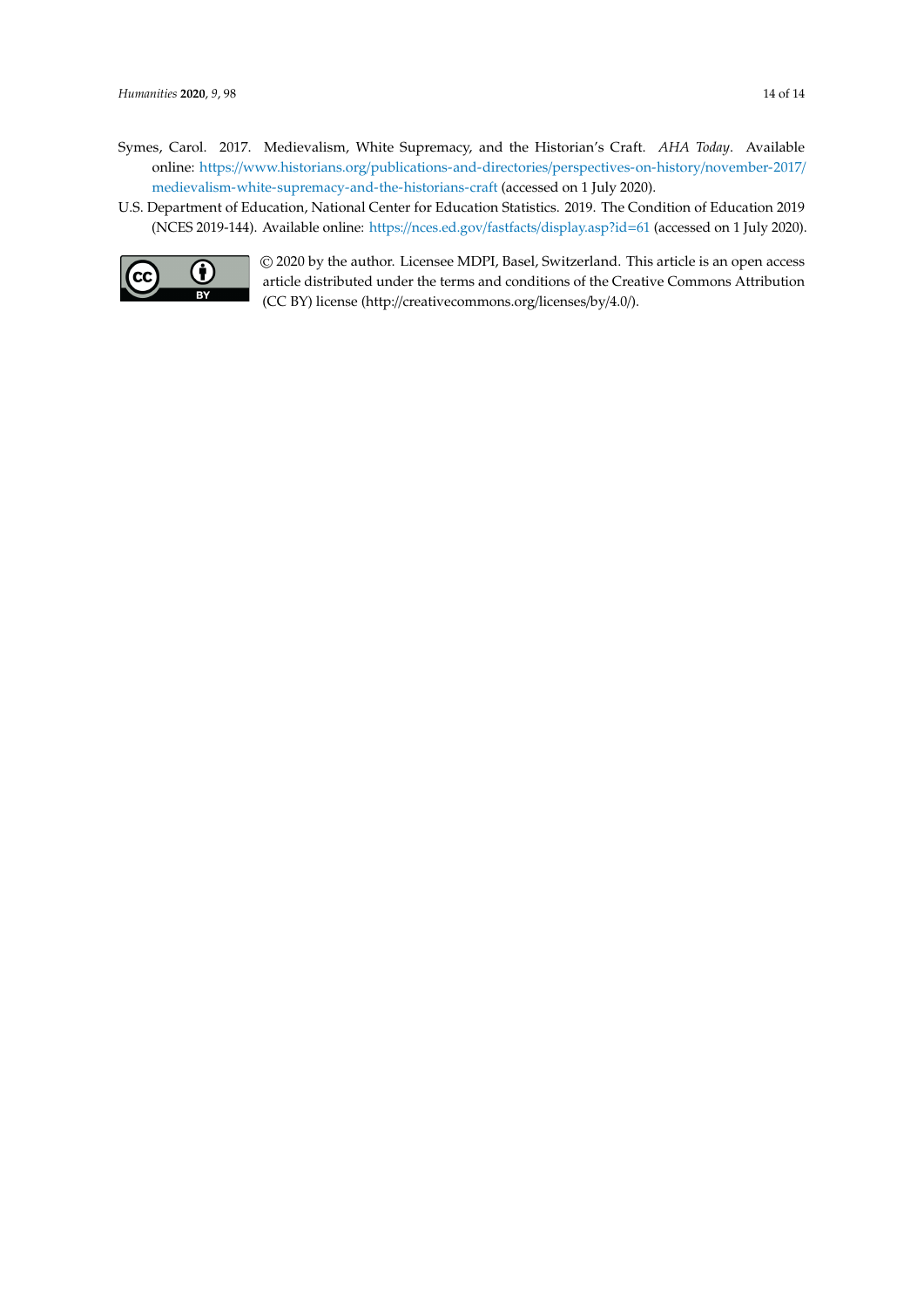Symes, Carol. 2017. Medievalism, White Supremacy, and the Historian's Craft. *AHA Today*. Available online: https://www.historians.org/publications-and-directories/perspectives-on-history/november-2017/medievalism-white-supremacy-and-the-historians-craft (accessed on 1 July 2020).

U.S. Department of Education, National Center for Education Statistics. 2019. The Condition of Education 2019 (NCES 2019-144). Available online: https://nces.ed.gov/fastfacts/display.asp?id=61 (accessed on 1 July 2020).

© 2020 by the author. Licensee MDPI, Basel, Switzerland. This article is an open access article distributed under the terms and conditions of the Creative Commons Attribution (CC BY) license (http://creativecommons.org/licenses/by/4.0/).